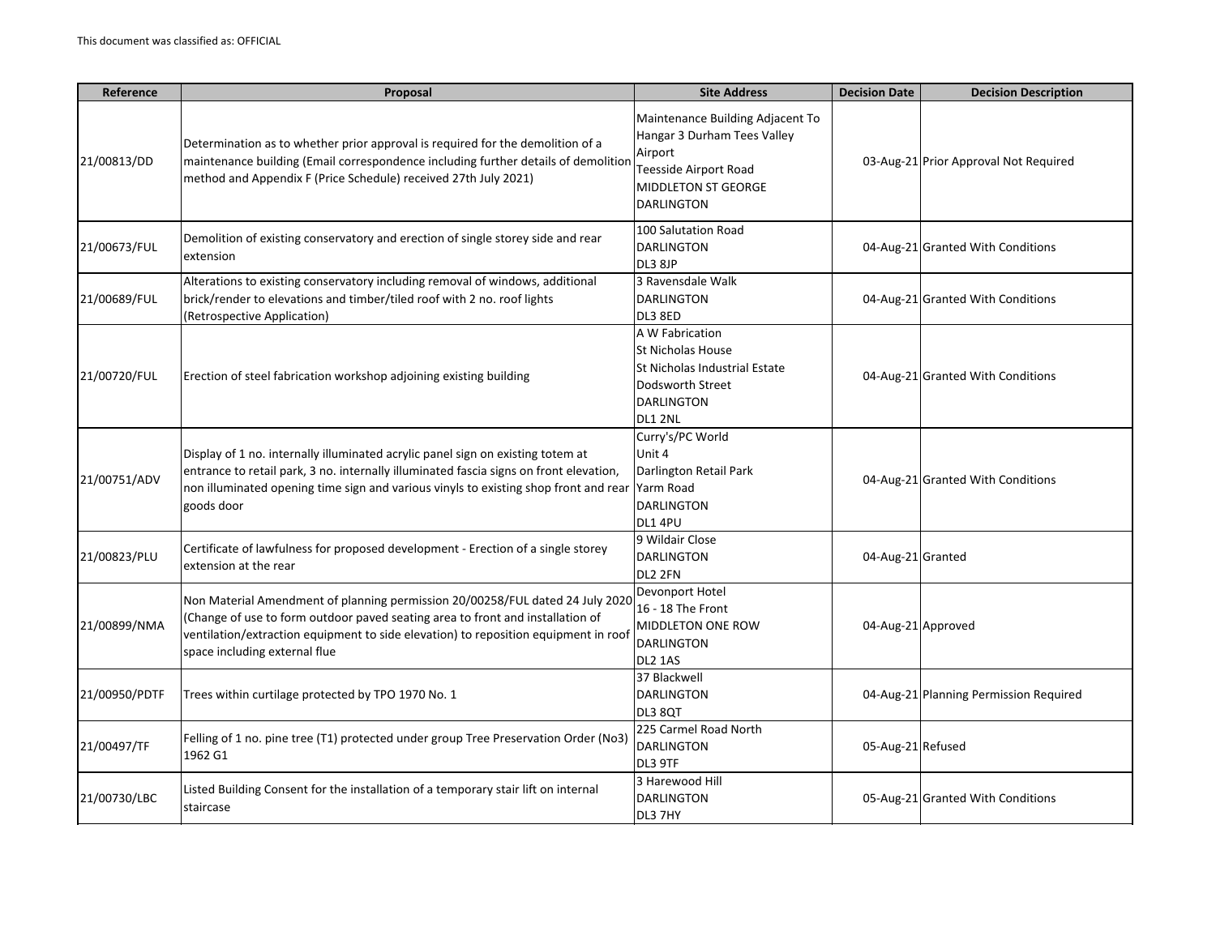This document was classified as: OFFICIAL

| Reference | Proposal | Site Address | Decision Date | Decision Description |
|---|---|---|---|---|
| 21/00813/DD | Determination as to whether prior approval is required for the demolition of a maintenance building (Email correspondence including further details of demolition method and Appendix F (Price Schedule) received 27th July 2021) | Maintenance Building Adjacent To Hangar 3 Durham Tees Valley Airport Teesside Airport Road MIDDLETON ST GEORGE DARLINGTON | 03-Aug-21 | Prior Approval Not Required |
| 21/00673/FUL | Demolition of existing conservatory and erection of single storey side and rear extension | 100 Salutation Road DARLINGTON DL3 8JP | 04-Aug-21 | Granted With Conditions |
| 21/00689/FUL | Alterations to existing conservatory including removal of windows, additional brick/render to elevations and timber/tiled roof with 2 no. roof lights (Retrospective Application) | 3 Ravensdale Walk DARLINGTON DL3 8ED | 04-Aug-21 | Granted With Conditions |
| 21/00720/FUL | Erection of steel fabrication workshop adjoining existing building | A W Fabrication St Nicholas House St Nicholas Industrial Estate Dodsworth Street DARLINGTON DL1 2NL | 04-Aug-21 | Granted With Conditions |
| 21/00751/ADV | Display of 1 no. internally illuminated acrylic panel sign on existing totem at entrance to retail park, 3 no. internally illuminated fascia signs on front elevation, non illuminated opening time sign and various vinyls to existing shop front and rear goods door | Curry's/PC World Unit 4 Darlington Retail Park Yarm Road DARLINGTON DL1 4PU | 04-Aug-21 | Granted With Conditions |
| 21/00823/PLU | Certificate of lawfulness for proposed development - Erection of a single storey extension at the rear | 9 Wildair Close DARLINGTON DL2 2FN | 04-Aug-21 | Granted |
| 21/00899/NMA | Non Material Amendment of planning permission 20/00258/FUL dated 24 July 2020 (Change of use to form outdoor paved seating area to front and installation of ventilation/extraction equipment to side elevation) to reposition equipment in roof space including external flue | Devonport Hotel 16 - 18 The Front MIDDLETON ONE ROW DARLINGTON DL2 1AS | 04-Aug-21 | Approved |
| 21/00950/PDTF | Trees within curtilage protected by TPO 1970 No. 1 | 37 Blackwell DARLINGTON DL3 8QT | 04-Aug-21 | Planning Permission Required |
| 21/00497/TF | Felling of 1 no. pine tree (T1) protected under group Tree Preservation Order (No3) 1962 G1 | 225 Carmel Road North DARLINGTON DL3 9TF | 05-Aug-21 | Refused |
| 21/00730/LBC | Listed Building Consent for the installation of a temporary stair lift on internal staircase | 3 Harewood Hill DARLINGTON DL3 7HY | 05-Aug-21 | Granted With Conditions |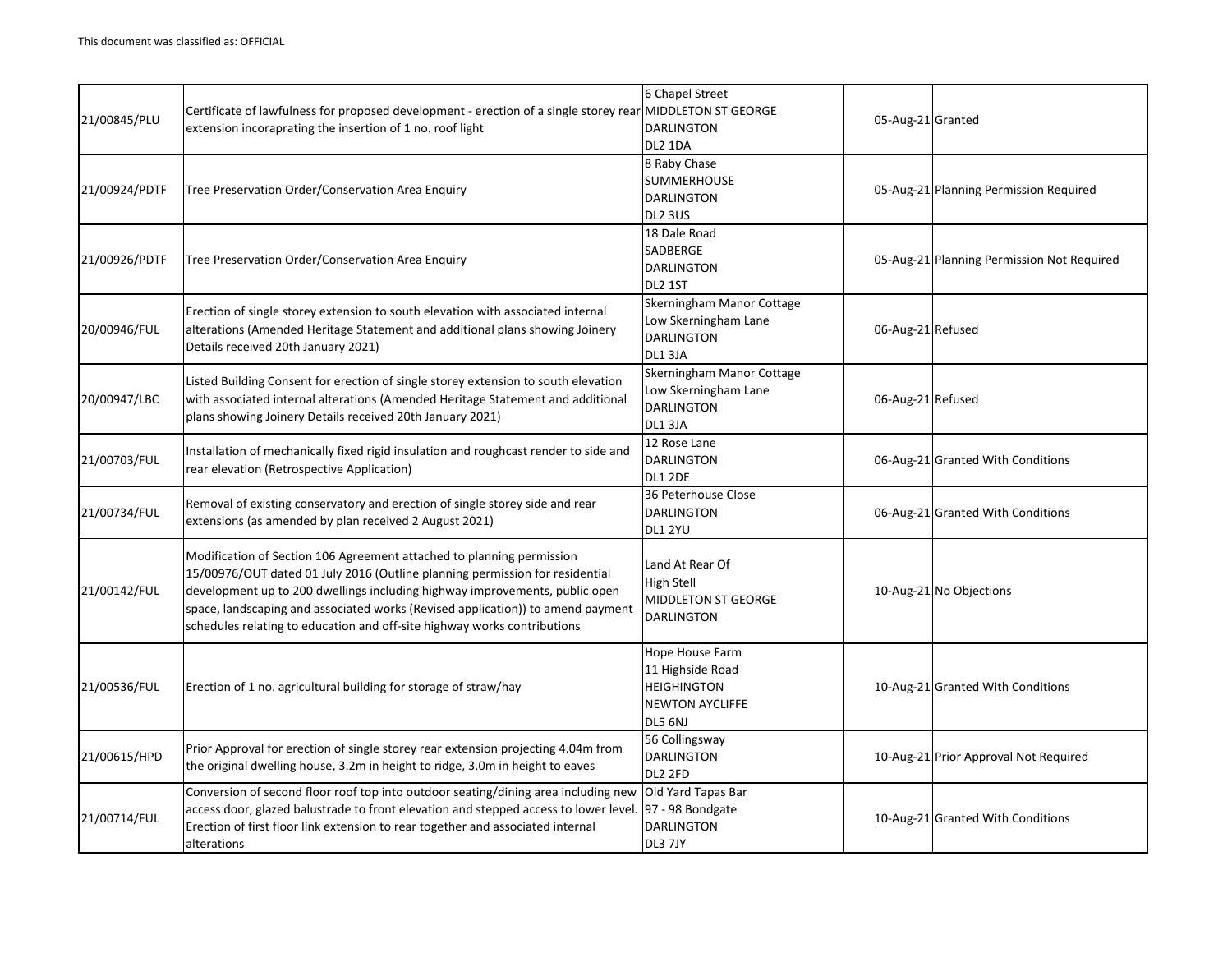This document was classified as: OFFICIAL

| | | | | |
|---|---|---|---|---|
| 21/00845/PLU | Certificate of lawfulness for proposed development - erection of a single storey rear extension incoraprating the insertion of 1 no. roof light | 6 Chapel Street MIDDLETON ST GEORGE DARLINGTON DL2 1DA | 05-Aug-21 | Granted |
| 21/00924/PDTF | Tree Preservation Order/Conservation Area Enquiry | 8 Raby Chase SUMMERHOUSE DARLINGTON DL2 3US | 05-Aug-21 | Planning Permission Required |
| 21/00926/PDTF | Tree Preservation Order/Conservation Area Enquiry | 18 Dale Road SADBERGE DARLINGTON DL2 1ST | 05-Aug-21 | Planning Permission Not Required |
| 20/00946/FUL | Erection of single storey extension to south elevation with associated internal alterations (Amended Heritage Statement and additional plans showing Joinery Details received 20th January 2021) | Skerningham Manor Cottage Low Skerningham Lane DARLINGTON DL1 3JA | 06-Aug-21 | Refused |
| 20/00947/LBC | Listed Building Consent for erection of single storey extension to south elevation with associated internal alterations (Amended Heritage Statement and additional plans showing Joinery Details received 20th January 2021) | Skerningham Manor Cottage Low Skerningham Lane DARLINGTON DL1 3JA | 06-Aug-21 | Refused |
| 21/00703/FUL | Installation of mechanically fixed rigid insulation and roughcast render to side and rear elevation (Retrospective Application) | 12 Rose Lane DARLINGTON DL1 2DE | 06-Aug-21 | Granted With Conditions |
| 21/00734/FUL | Removal of existing conservatory and erection of single storey side and rear extensions (as amended by plan received 2 August 2021) | 36 Peterhouse Close DARLINGTON DL1 2YU | 06-Aug-21 | Granted With Conditions |
| 21/00142/FUL | Modification of Section 106 Agreement attached to planning permission 15/00976/OUT dated 01 July 2016 (Outline planning permission for residential development up to 200 dwellings including highway improvements, public open space, landscaping and associated works (Revised application)) to amend payment schedules relating to education and off-site highway works contributions | Land At Rear Of High Stell MIDDLETON ST GEORGE DARLINGTON | 10-Aug-21 | No Objections |
| 21/00536/FUL | Erection of 1 no. agricultural building for storage of straw/hay | Hope House Farm 11 Highside Road HEIGHINGTON NEWTON AYCLIFFE DL5 6NJ | 10-Aug-21 | Granted With Conditions |
| 21/00615/HPD | Prior Approval for erection of single storey rear extension projecting 4.04m from the original dwelling house, 3.2m in height to ridge, 3.0m in height to eaves | 56 Collingsway DARLINGTON DL2 2FD | 10-Aug-21 | Prior Approval Not Required |
| 21/00714/FUL | Conversion of second floor roof top into outdoor seating/dining area including new access door, glazed balustrade to front elevation and stepped access to lower level. Erection of first floor link extension to rear together and associated internal alterations | Old Yard Tapas Bar 97 - 98 Bondgate DARLINGTON DL3 7JY | 10-Aug-21 | Granted With Conditions |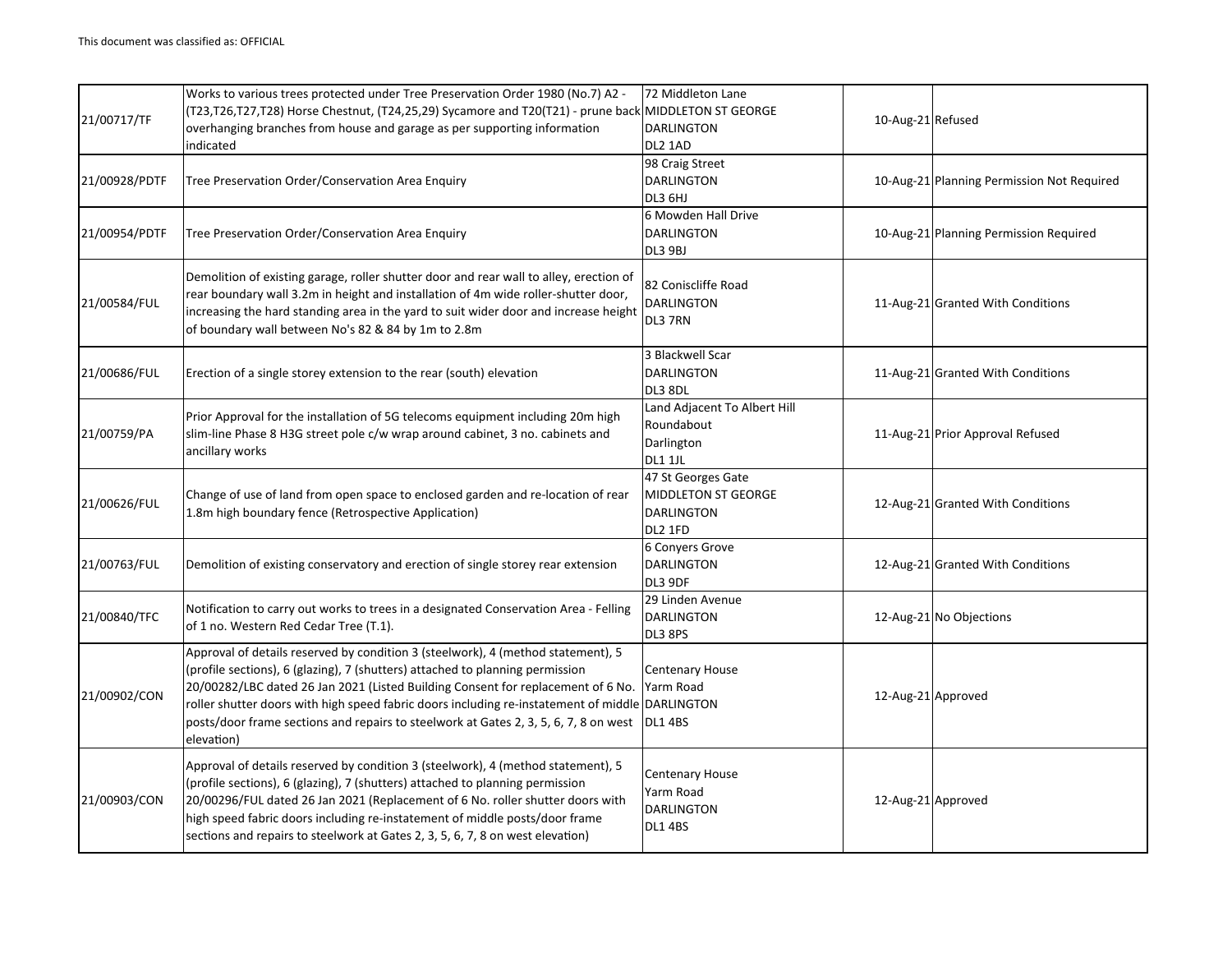This document was classified as: OFFICIAL

| | | | | |
|---|---|---|---|---|
| 21/00717/TF | Works to various trees protected under Tree Preservation Order 1980 (No.7) A2 - (T23,T26,T27,T28) Horse Chestnut, (T24,25,29) Sycamore and T20(T21) - prune back overhanging branches from house and garage as per supporting information indicated | 72 Middleton Lane MIDDLETON ST GEORGE DARLINGTON DL2 1AD | 10-Aug-21 | Refused |
| 21/00928/PDTF | Tree Preservation Order/Conservation Area Enquiry | 98 Craig Street DARLINGTON DL3 6HJ | 10-Aug-21 | Planning Permission Not Required |
| 21/00954/PDTF | Tree Preservation Order/Conservation Area Enquiry | 6 Mowden Hall Drive DARLINGTON DL3 9BJ | 10-Aug-21 | Planning Permission Required |
| 21/00584/FUL | Demolition of existing garage, roller shutter door and rear wall to alley, erection of rear boundary wall 3.2m in height and installation of 4m wide roller-shutter door, increasing the hard standing area in the yard to suit wider door and increase height of boundary wall between No's 82 & 84 by 1m to 2.8m | 82 Coniscliffe Road DARLINGTON DL3 7RN | 11-Aug-21 | Granted With Conditions |
| 21/00686/FUL | Erection of a single storey extension to the rear (south) elevation | 3 Blackwell Scar DARLINGTON DL3 8DL | 11-Aug-21 | Granted With Conditions |
| 21/00759/PA | Prior Approval for the installation of 5G telecoms equipment including 20m high slim-line Phase 8 H3G street pole c/w wrap around cabinet, 3 no. cabinets and ancillary works | Land Adjacent To Albert Hill Roundabout Darlington DL1 1JL | 11-Aug-21 | Prior Approval Refused |
| 21/00626/FUL | Change of use of land from open space to enclosed garden and re-location of rear 1.8m high boundary fence (Retrospective Application) | 47 St Georges Gate MIDDLETON ST GEORGE DARLINGTON DL2 1FD | 12-Aug-21 | Granted With Conditions |
| 21/00763/FUL | Demolition of existing conservatory and erection of single storey rear extension | 6 Conyers Grove DARLINGTON DL3 9DF | 12-Aug-21 | Granted With Conditions |
| 21/00840/TFC | Notification to carry out works to trees in a designated Conservation Area - Felling of 1 no. Western Red Cedar Tree (T.1). | 29 Linden Avenue DARLINGTON DL3 8PS | 12-Aug-21 | No Objections |
| 21/00902/CON | Approval of details reserved by condition 3 (steelwork), 4 (method statement), 5 (profile sections), 6 (glazing), 7 (shutters) attached to planning permission 20/00282/LBC dated 26 Jan 2021 (Listed Building Consent for replacement of 6 No. roller shutter doors with high speed fabric doors including re-instatement of middle posts/door frame sections and repairs to steelwork at Gates 2, 3, 5, 6, 7, 8 on west elevation) | Centenary House Yarm Road DARLINGTON DL1 4BS | 12-Aug-21 | Approved |
| 21/00903/CON | Approval of details reserved by condition 3 (steelwork), 4 (method statement), 5 (profile sections), 6 (glazing), 7 (shutters) attached to planning permission 20/00296/FUL dated 26 Jan 2021 (Replacement of 6 No. roller shutter doors with high speed fabric doors including re-instatement of middle posts/door frame sections and repairs to steelwork at Gates 2, 3, 5, 6, 7, 8 on west elevation) | Centenary House Yarm Road DARLINGTON DL1 4BS | 12-Aug-21 | Approved |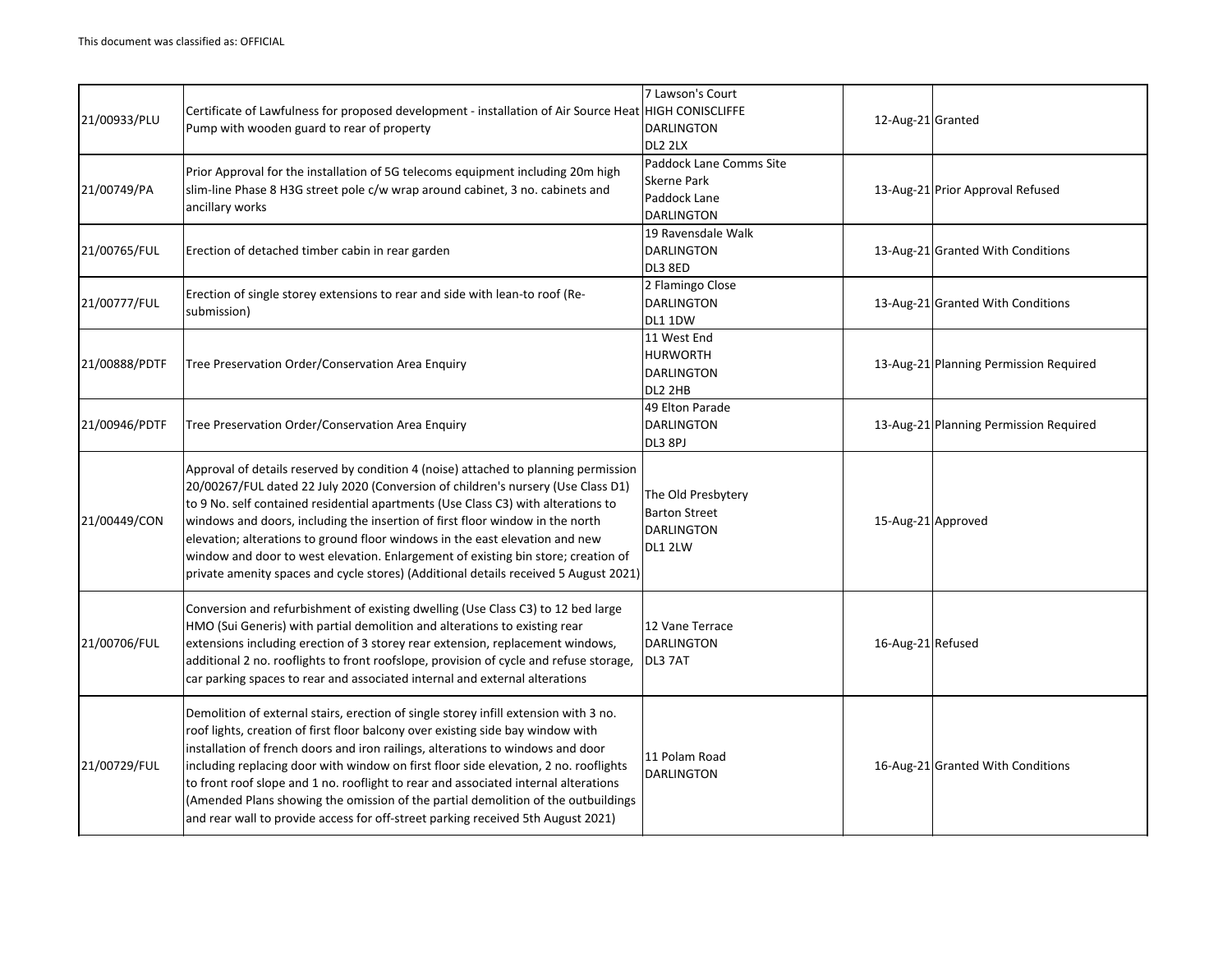This document was classified as: OFFICIAL

| | | | | |
|---|---|---|---|---|
| 21/00933/PLU | Certificate of Lawfulness for proposed development - installation of Air Source Heat Pump with wooden guard to rear of property | 7 Lawson's Court HIGH CONISCLIFFE DARLINGTON DL2 2LX | 12-Aug-21 | Granted |
| 21/00749/PA | Prior Approval for the installation of 5G telecoms equipment including 20m high slim-line Phase 8 H3G street pole c/w wrap around cabinet, 3 no. cabinets and ancillary works | Paddock Lane Comms Site Skerne Park Paddock Lane DARLINGTON | 13-Aug-21 | Prior Approval Refused |
| 21/00765/FUL | Erection of detached timber cabin in rear garden | 19 Ravensdale Walk DARLINGTON DL3 8ED | 13-Aug-21 | Granted With Conditions |
| 21/00777/FUL | Erection of single storey extensions to rear and side with lean-to roof (Re-submission) | 2 Flamingo Close DARLINGTON DL1 1DW | 13-Aug-21 | Granted With Conditions |
| 21/00888/PDTF | Tree Preservation Order/Conservation Area Enquiry | 11 West End HURWORTH DARLINGTON DL2 2HB | 13-Aug-21 | Planning Permission Required |
| 21/00946/PDTF | Tree Preservation Order/Conservation Area Enquiry | 49 Elton Parade DARLINGTON DL3 8PJ | 13-Aug-21 | Planning Permission Required |
| 21/00449/CON | Approval of details reserved by condition 4 (noise) attached to planning permission 20/00267/FUL dated 22 July 2020 (Conversion of children's nursery (Use Class D1) to 9 No. self contained residential apartments (Use Class C3) with alterations to windows and doors, including the insertion of first floor window in the north elevation; alterations to ground floor windows in the east elevation and new window and door to west elevation. Enlargement of existing bin store; creation of private amenity spaces and cycle stores) (Additional details received 5 August 2021) | The Old Presbytery Barton Street DARLINGTON DL1 2LW | 15-Aug-21 | Approved |
| 21/00706/FUL | Conversion and refurbishment of existing dwelling (Use Class C3) to 12 bed large HMO (Sui Generis) with partial demolition and alterations to existing rear extensions including erection of 3 storey rear extension, replacement windows, additional 2 no. rooflights to front roofslope, provision of cycle and refuse storage, car parking spaces to rear and associated internal and external alterations | 12 Vane Terrace DARLINGTON DL3 7AT | 16-Aug-21 | Refused |
| 21/00729/FUL | Demolition of external stairs, erection of single storey infill extension with 3 no. roof lights, creation of first floor balcony over existing side bay window with installation of french doors and iron railings, alterations to windows and door including replacing door with window on first floor side elevation, 2 no. rooflights to front roof slope and 1 no. rooflight to rear and associated internal alterations (Amended Plans showing the omission of the partial demolition of the outbuildings and rear wall to provide access for off-street parking received 5th August 2021) | 11 Polam Road DARLINGTON | 16-Aug-21 | Granted With Conditions |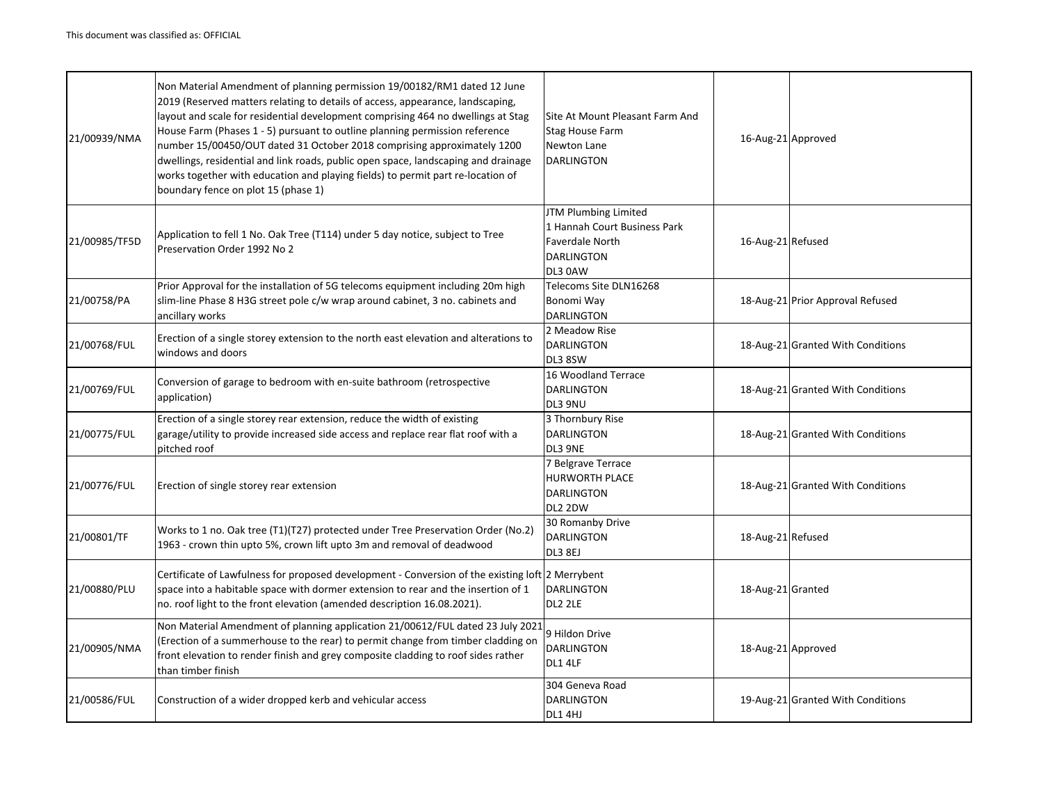This document was classified as: OFFICIAL

| | | | | |
|---|---|---|---|---|
| 21/00939/NMA | Non Material Amendment of planning permission 19/00182/RM1 dated 12 June 2019 (Reserved matters relating to details of access, appearance, landscaping, layout and scale for residential development comprising 464 no dwellings at Stag House Farm (Phases 1 - 5) pursuant to outline planning permission reference number 15/00450/OUT dated 31 October 2018 comprising approximately 1200 dwellings, residential and link roads, public open space, landscaping and drainage works together with education and playing fields) to permit part re-location of boundary fence on plot 15 (phase 1) | Site At Mount Pleasant Farm And Stag House Farm Newton Lane DARLINGTON | 16-Aug-21 | Approved |
| 21/00985/TF5D | Application to fell 1 No. Oak Tree (T114) under 5 day notice, subject to Tree Preservation Order 1992 No 2 | JTM Plumbing Limited 1 Hannah Court Business Park Faverdale North DARLINGTON DL3 0AW | 16-Aug-21 | Refused |
| 21/00758/PA | Prior Approval for the installation of 5G telecoms equipment including 20m high slim-line Phase 8 H3G street pole c/w wrap around cabinet, 3 no. cabinets and ancillary works | Telecoms Site DLN16268 Bonomi Way DARLINGTON | 18-Aug-21 | Prior Approval Refused |
| 21/00768/FUL | Erection of a single storey extension to the north east elevation and alterations to windows and doors | 2 Meadow Rise DARLINGTON DL3 8SW | 18-Aug-21 | Granted With Conditions |
| 21/00769/FUL | Conversion of garage to bedroom with en-suite bathroom (retrospective application) | 16 Woodland Terrace DARLINGTON DL3 9NU | 18-Aug-21 | Granted With Conditions |
| 21/00775/FUL | Erection of a single storey rear extension, reduce the width of existing garage/utility to provide increased side access and replace rear flat roof with a pitched roof | 3 Thornbury Rise DARLINGTON DL3 9NE | 18-Aug-21 | Granted With Conditions |
| 21/00776/FUL | Erection of single storey rear extension | 7 Belgrave Terrace HURWORTH PLACE DARLINGTON DL2 2DW | 18-Aug-21 | Granted With Conditions |
| 21/00801/TF | Works to 1 no. Oak tree (T1)(T27) protected under Tree Preservation Order (No.2) 1963 - crown thin upto 5%, crown lift upto 3m and removal of deadwood | 30 Romanby Drive DARLINGTON DL3 8EJ | 18-Aug-21 | Refused |
| 21/00880/PLU | Certificate of Lawfulness for proposed development - Conversion of the existing loft space into a habitable space with dormer extension to rear and the insertion of 1 no. roof light to the front elevation (amended description 16.08.2021). | 2 Merrybent DARLINGTON DL2 2LE | 18-Aug-21 | Granted |
| 21/00905/NMA | Non Material Amendment of planning application 21/00612/FUL dated 23 July 2021 (Erection of a summerhouse to the rear) to permit change from timber cladding on front elevation to render finish and grey composite cladding to roof sides rather than timber finish | 9 Hildon Drive DARLINGTON DL1 4LF | 18-Aug-21 | Approved |
| 21/00586/FUL | Construction of a wider dropped kerb and vehicular access | 304 Geneva Road DARLINGTON DL1 4HJ | 19-Aug-21 | Granted With Conditions |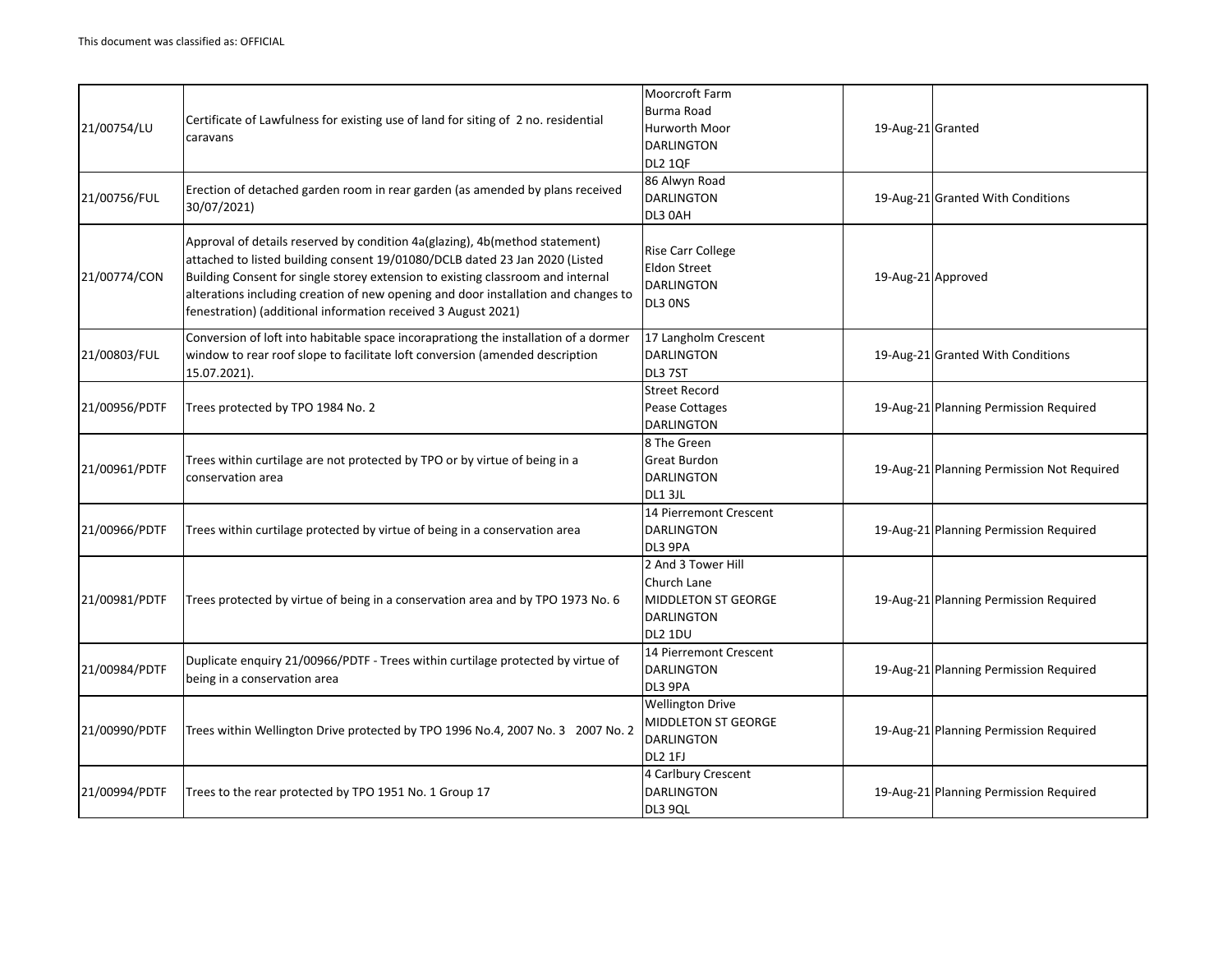| | | | | |
|---|---|---|---|---|
| 21/00754/LU | Certificate of Lawfulness for existing use of land for siting of 2 no. residential caravans | Moorcroft Farm<br>Burma Road<br>Hurworth Moor<br>DARLINGTON<br>DL2 1QF | 19-Aug-21 | Granted |
| 21/00756/FUL | Erection of detached garden room in rear garden (as amended by plans received 30/07/2021) | 86 Alwyn Road<br>DARLINGTON<br>DL3 0AH | 19-Aug-21 | Granted With Conditions |
| 21/00774/CON | Approval of details reserved by condition 4a(glazing), 4b(method statement) attached to listed building consent 19/01080/DCLB dated 23 Jan 2020 (Listed Building Consent for single storey extension to existing classroom and internal alterations including creation of new opening and door installation and changes to fenestration) (additional information received 3 August 2021) | Rise Carr College<br>Eldon Street<br>DARLINGTON<br>DL3 0NS | 19-Aug-21 | Approved |
| 21/00803/FUL | Conversion of loft into habitable space incoraprationg the installation of a dormer window to rear roof slope to facilitate loft conversion (amended description 15.07.2021). | 17 Langholm Crescent<br>DARLINGTON<br>DL3 7ST | 19-Aug-21 | Granted With Conditions |
| 21/00956/PDTF | Trees protected by TPO 1984 No. 2 | Street Record<br>Pease Cottages<br>DARLINGTON | 19-Aug-21 | Planning Permission Required |
| 21/00961/PDTF | Trees within curtilage are not protected by TPO or by virtue of being in a conservation area | 8 The Green<br>Great Burdon<br>DARLINGTON<br>DL1 3JL | 19-Aug-21 | Planning Permission Not Required |
| 21/00966/PDTF | Trees within curtilage protected by virtue of being in a conservation area | 14 Pierremont Crescent<br>DARLINGTON<br>DL3 9PA | 19-Aug-21 | Planning Permission Required |
| 21/00981/PDTF | Trees protected by virtue of being in a conservation area and by TPO 1973 No. 6 | 2 And 3 Tower Hill<br>Church Lane<br>MIDDLETON ST GEORGE<br>DARLINGTON<br>DL2 1DU | 19-Aug-21 | Planning Permission Required |
| 21/00984/PDTF | Duplicate enquiry 21/00966/PDTF - Trees within curtilage protected by virtue of being in a conservation area | 14 Pierremont Crescent<br>DARLINGTON<br>DL3 9PA | 19-Aug-21 | Planning Permission Required |
| 21/00990/PDTF | Trees within Wellington Drive protected by TPO 1996 No.4, 2007 No. 3 2007 No. 2 | Wellington Drive<br>MIDDLETON ST GEORGE<br>DARLINGTON<br>DL2 1FJ | 19-Aug-21 | Planning Permission Required |
| 21/00994/PDTF | Trees to the rear protected by TPO 1951 No. 1 Group 17 | 4 Carlbury Crescent<br>DARLINGTON<br>DL3 9QL | 19-Aug-21 | Planning Permission Required |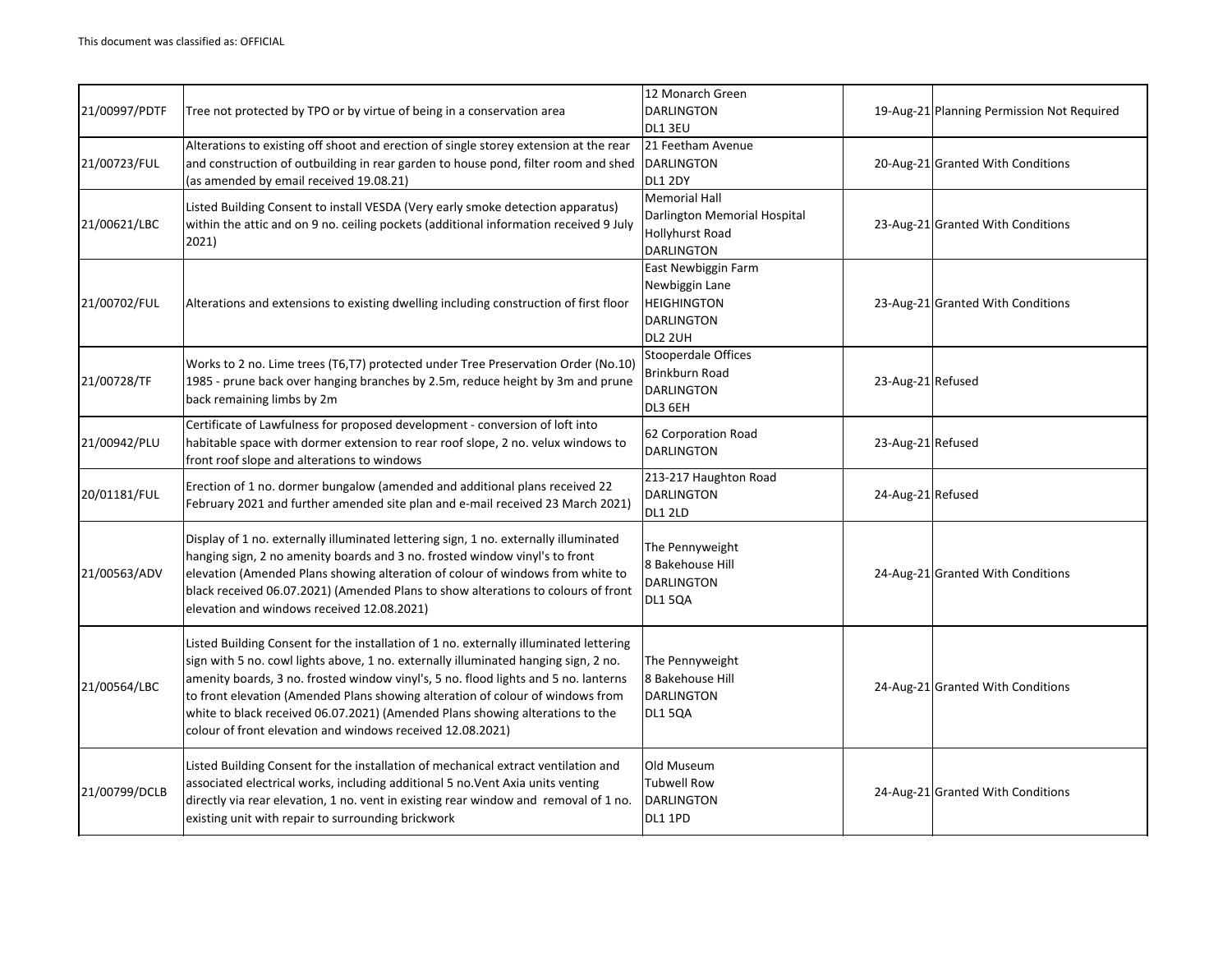This document was classified as: OFFICIAL

| | | | | |
|---|---|---|---|---|
| 21/00997/PDTF | Tree not protected by TPO or by virtue of being in a conservation area | 12 Monarch Green DARLINGTON DL1 3EU | 19-Aug-21 | Planning Permission Not Required |
| 21/00723/FUL | Alterations to existing off shoot and erection of single storey extension at the rear and construction of outbuilding in rear garden to house pond, filter room and shed (as amended by email received 19.08.21) | 21 Feetham Avenue DARLINGTON DL1 2DY | 20-Aug-21 | Granted With Conditions |
| 21/00621/LBC | Listed Building Consent to install VESDA (Very early smoke detection apparatus) within the attic and on 9 no. ceiling pockets (additional information received 9 July 2021) | Memorial Hall Darlington Memorial Hospital Hollyhurst Road DARLINGTON | 23-Aug-21 | Granted With Conditions |
| 21/00702/FUL | Alterations and extensions to existing dwelling including construction of first floor | East Newbiggin Farm Newbiggin Lane HEIGHINGTON DARLINGTON DL2 2UH | 23-Aug-21 | Granted With Conditions |
| 21/00728/TF | Works to 2 no. Lime trees (T6,T7) protected under Tree Preservation Order (No.10) 1985 - prune back over hanging branches by 2.5m, reduce height by 3m and prune back remaining limbs by 2m | Stooperdale Offices Brinkburn Road DARLINGTON DL3 6EH | 23-Aug-21 | Refused |
| 21/00942/PLU | Certificate of Lawfulness for proposed development - conversion of loft into habitable space with dormer extension to rear roof slope, 2 no. velux windows to front roof slope and alterations to windows | 62 Corporation Road DARLINGTON | 23-Aug-21 | Refused |
| 20/01181/FUL | Erection of 1 no. dormer bungalow (amended and additional plans received 22 February 2021 and further amended site plan and e-mail received 23 March 2021) | 213-217 Haughton Road DARLINGTON DL1 2LD | 24-Aug-21 | Refused |
| 21/00563/ADV | Display of 1 no. externally illuminated lettering sign, 1 no. externally illuminated hanging sign, 2 no amenity boards and 3 no. frosted window vinyl's to front elevation (Amended Plans showing alteration of colour of windows from white to black received 06.07.2021) (Amended Plans to show alterations to colours of front elevation and windows received 12.08.2021) | The Pennyweight 8 Bakehouse Hill DARLINGTON DL1 5QA | 24-Aug-21 | Granted With Conditions |
| 21/00564/LBC | Listed Building Consent for the installation of 1 no. externally illuminated lettering sign with 5 no. cowl lights above, 1 no. externally illuminated hanging sign, 2 no. amenity boards, 3 no. frosted window vinyl's, 5 no. flood lights and 5 no. lanterns to front elevation (Amended Plans showing alteration of colour of windows from white to black received 06.07.2021) (Amended Plans showing alterations to the colour of front elevation and windows received 12.08.2021) | The Pennyweight 8 Bakehouse Hill DARLINGTON DL1 5QA | 24-Aug-21 | Granted With Conditions |
| 21/00799/DCLB | Listed Building Consent for the installation of mechanical extract ventilation and associated electrical works, including additional 5 no.Vent Axia units venting directly via rear elevation, 1 no. vent in existing rear window and removal of 1 no. existing unit with repair to surrounding brickwork | Old Museum Tubwell Row DARLINGTON DL1 1PD | 24-Aug-21 | Granted With Conditions |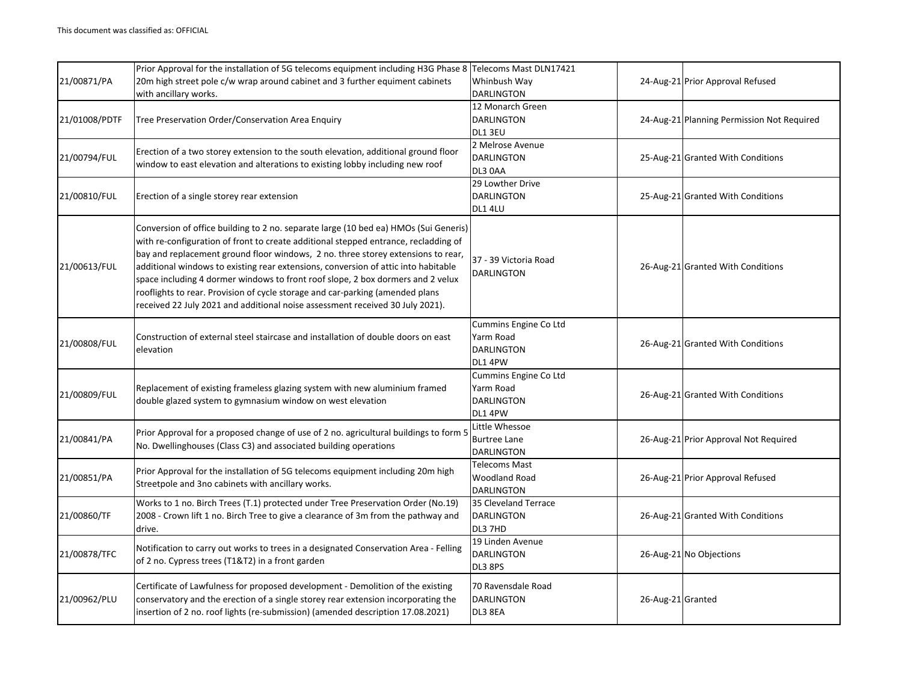This document was classified as: OFFICIAL

| | | | | |
|---|---|---|---|---|
| 21/00871/PA | Prior Approval for the installation of 5G telecoms equipment including H3G Phase 8 20m high street pole c/w wrap around cabinet and 3 further equiment cabinets with ancillary works. | Telecoms Mast DLN17421 Whinbush Way DARLINGTON | 24-Aug-21 | Prior Approval Refused |
| 21/01008/PDTF | Tree Preservation Order/Conservation Area Enquiry | 12 Monarch Green DARLINGTON DL1 3EU | 24-Aug-21 | Planning Permission Not Required |
| 21/00794/FUL | Erection of a two storey extension to the south elevation, additional ground floor window to east elevation and alterations to existing lobby including new roof | 2 Melrose Avenue DARLINGTON DL3 0AA | 25-Aug-21 | Granted With Conditions |
| 21/00810/FUL | Erection of a single storey rear extension | 29 Lowther Drive DARLINGTON DL1 4LU | 25-Aug-21 | Granted With Conditions |
| 21/00613/FUL | Conversion of office building to 2 no. separate large (10 bed ea) HMOs (Sui Generis) with re-configuration of front to create additional stepped entrance, recladding of bay and replacement ground floor windows, 2 no. three storey extensions to rear, additional windows to existing rear extensions, conversion of attic into habitable space including 4 dormer windows to front roof slope, 2 box dormers and 2 velux rooflights to rear. Provision of cycle storage and car-parking (amended plans received 22 July 2021 and additional noise assessment received 30 July 2021). | 37 - 39 Victoria Road DARLINGTON | 26-Aug-21 | Granted With Conditions |
| 21/00808/FUL | Construction of external steel staircase and installation of double doors on east elevation | Cummins Engine Co Ltd Yarm Road DARLINGTON DL1 4PW | 26-Aug-21 | Granted With Conditions |
| 21/00809/FUL | Replacement of existing frameless glazing system with new aluminium framed double glazed system to gymnasium window on west elevation | Cummins Engine Co Ltd Yarm Road DARLINGTON DL1 4PW | 26-Aug-21 | Granted With Conditions |
| 21/00841/PA | Prior Approval for a proposed change of use of 2 no. agricultural buildings to form 5 No. Dwellinghouses (Class C3) and associated building operations | Little Whessoe Burtree Lane DARLINGTON | 26-Aug-21 | Prior Approval Not Required |
| 21/00851/PA | Prior Approval for the installation of 5G telecoms equipment including 20m high Streetpole and 3no cabinets with ancillary works. | Telecoms Mast Woodland Road DARLINGTON | 26-Aug-21 | Prior Approval Refused |
| 21/00860/TF | Works to 1 no. Birch Trees (T.1) protected under Tree Preservation Order (No.19) 2008 - Crown lift 1 no. Birch Tree to give a clearance of 3m from the pathway and drive. | 35 Cleveland Terrace DARLINGTON DL3 7HD | 26-Aug-21 | Granted With Conditions |
| 21/00878/TFC | Notification to carry out works to trees in a designated Conservation Area - Felling of 2 no. Cypress trees (T1&T2) in a front garden | 19 Linden Avenue DARLINGTON DL3 8PS | 26-Aug-21 | No Objections |
| 21/00962/PLU | Certificate of Lawfulness for proposed development - Demolition of the existing conservatory and the erection of a single storey rear extension incorporating the insertion of 2 no. roof lights (re-submission) (amended description 17.08.2021) | 70 Ravensdale Road DARLINGTON DL3 8EA | 26-Aug-21 | Granted |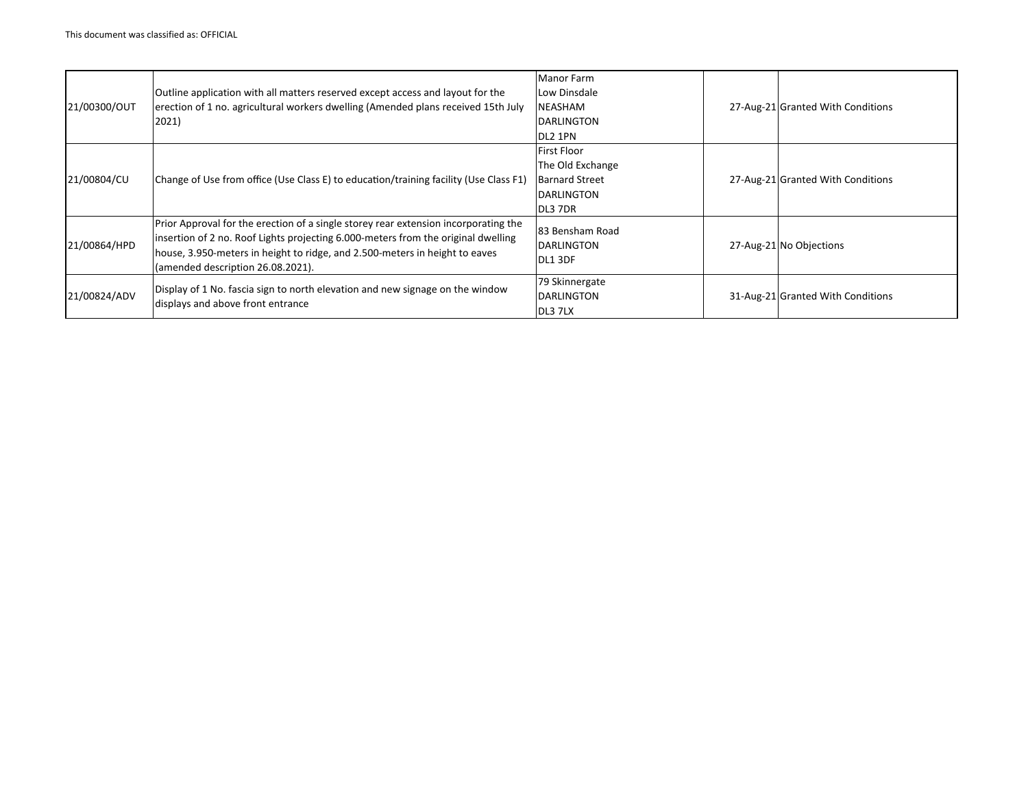| | | | | | |
|---|---|---|---|---|---|
| 21/00300/OUT | Outline application with all matters reserved except access and layout for the erection of 1 no. agricultural workers dwelling (Amended plans received 15th July 2021) | Manor Farm<br>Low Dinsdale<br>NEASHAM<br>DARLINGTON<br>DL2 1PN | | 27-Aug-21 | Granted With Conditions |
| 21/00804/CU | Change of Use from office (Use Class E) to education/training facility (Use Class F1) | First Floor<br>The Old Exchange<br>Barnard Street<br>DARLINGTON<br>DL3 7DR | | 27-Aug-21 | Granted With Conditions |
| 21/00864/HPD | Prior Approval for the erection of a single storey rear extension incorporating the insertion of 2 no. Roof Lights projecting 6.000-meters from the original dwelling house, 3.950-meters in height to ridge, and 2.500-meters in height to eaves (amended description 26.08.2021). | 83 Bensham Road<br>DARLINGTON<br>DL1 3DF | | 27-Aug-21 | No Objections |
| 21/00824/ADV | Display of 1 No. fascia sign to north elevation and new signage on the window displays and above front entrance | 79 Skinnergate<br>DARLINGTON<br>DL3 7LX | | 31-Aug-21 | Granted With Conditions |